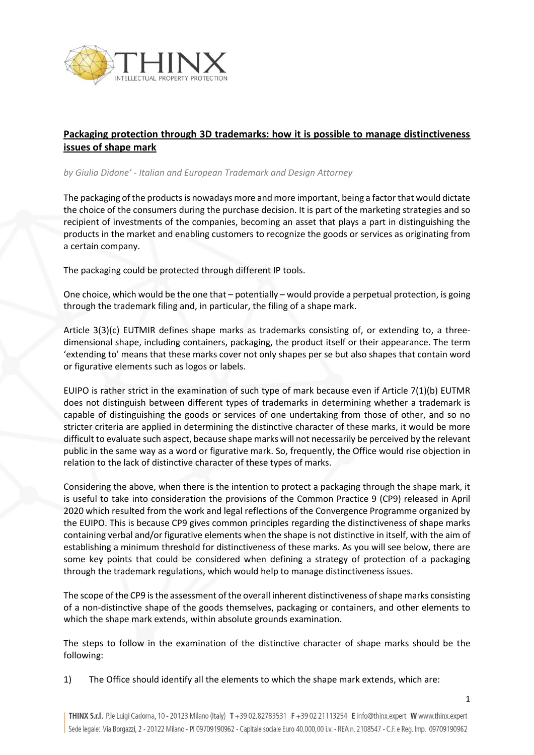**Packaging protection through 3D trademarks: how it is possible to manage distinctiveness issues of shape mark**

*by Giulia Didone' - Italian and European Trademark and Design Attorney*

The packaging of the products is nowadays more and more important, being a factor that would dictate the choice of the consumers during the purchase decision. It is part of the marketing strategies and so recipient of investments of the companies, becoming an asset that plays a part in distinguishing the products in the market and enabling customers to recognize the goods or services as originating from a certain company.

The packaging could be protected through different IP tools.

One choice, which would be the one that – potentially – would provide a perpetual protection, is going through the trademark filing and, in particular, the filing of a shape mark.

Article 3(3)(c) EUTMIR defines shape marks as trademarks consisting of, or extending to, a three-dimensional shape, including containers, packaging, the product itself or their appearance. The term 'extending to' means that these marks cover not only shapes per se but also shapes that contain word or figurative elements such as logos or labels.

EUIPO is rather strict in the examination of such type of mark because even if Article 7(1)(b) EUTMR does not distinguish between different types of trademarks in determining whether a trademark is capable of distinguishing the goods or services of one undertaking from those of other, and so no stricter criteria are applied in determining the distinctive character of these marks, it would be more difficult to evaluate such aspect, because shape marks will not necessarily be perceived by the relevant public in the same way as a word or figurative mark. So, frequently, the Office would rise objection in relation to the lack of distinctive character of these types of marks.

Considering the above, when there is the intention to protect a packaging through the shape mark, it is useful to take into consideration the provisions of the Common Practice 9 (CP9) released in April 2020 which resulted from the work and legal reflections of the Convergence Programme organized by the EUIPO. This is because CP9 gives common principles regarding the distinctiveness of shape marks containing verbal and/or figurative elements when the shape is not distinctive in itself, with the aim of establishing a minimum threshold for distinctiveness of these marks. As you will see below, there are some key points that could be considered when defining a strategy of protection of a packaging through the trademark regulations, which would help to manage distinctiveness issues.

The scope of the CP9 is the assessment of the overall inherent distinctiveness of shape marks consisting of a non-distinctive shape of the goods themselves, packaging or containers, and other elements to which the shape mark extends, within absolute grounds examination.

The steps to follow in the examination of the distinctive character of shape marks should be the following:

1) The Office should identify all the elements to which the shape mark extends, which are: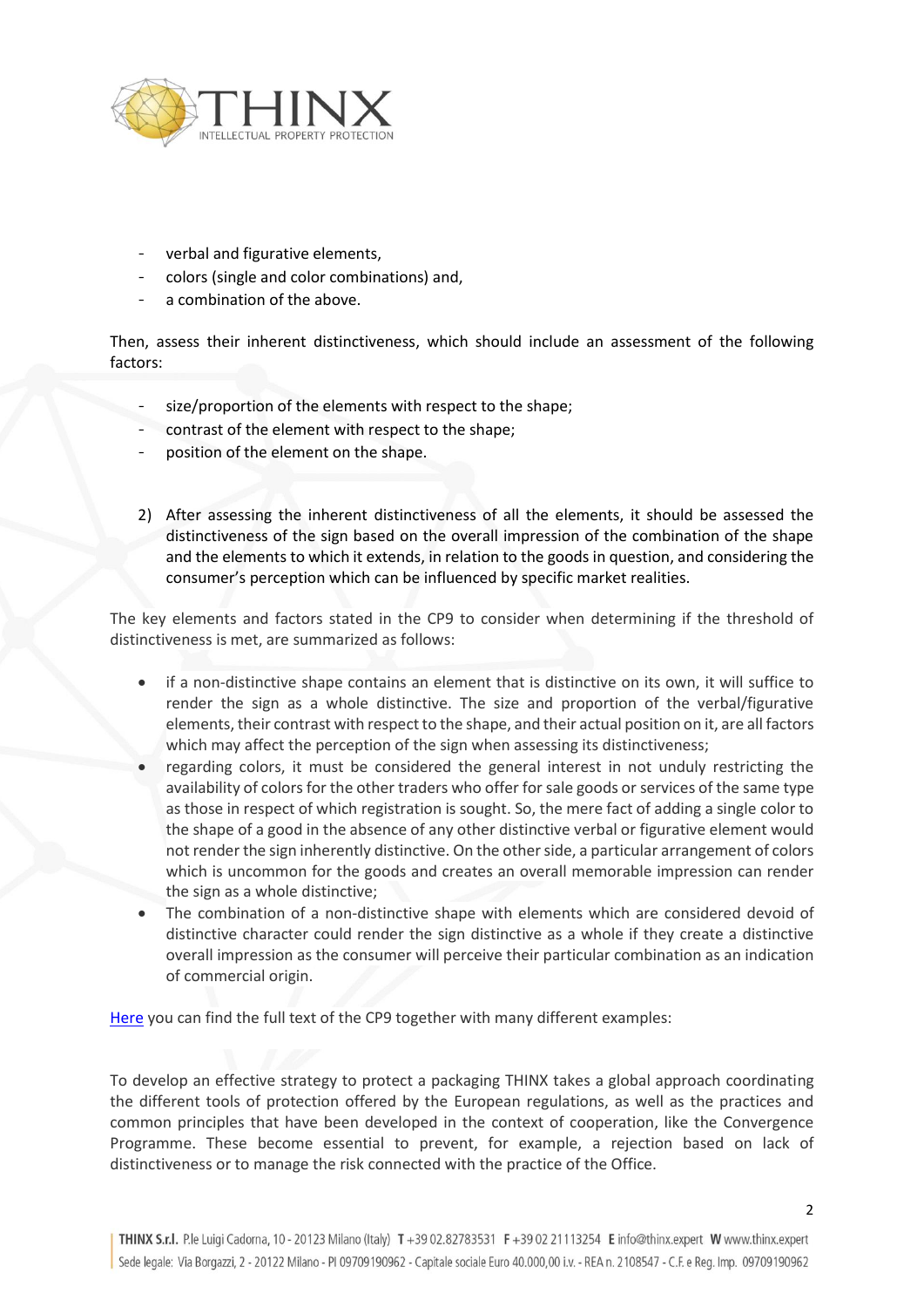- verbal and figurative elements,
- colors (single and color combinations) and,
- a combination of the above.

Then, assess their inherent distinctiveness, which should include an assessment of the following factors:

- size/proportion of the elements with respect to the shape;
- contrast of the element with respect to the shape;
- position of the element on the shape.

2) After assessing the inherent distinctiveness of all the elements, it should be assessed the distinctiveness of the sign based on the overall impression of the combination of the shape and the elements to which it extends, in relation to the goods in question, and considering the consumer's perception which can be influenced by specific market realities.

The key elements and factors stated in the CP9 to consider when determining if the threshold of distinctiveness is met, are summarized as follows:

- if a non-distinctive shape contains an element that is distinctive on its own, it will suffice to render the sign as a whole distinctive. The size and proportion of the verbal/figurative elements, their contrast with respect to the shape, and their actual position on it, are all factors which may affect the perception of the sign when assessing its distinctiveness;
- regarding colors, it must be considered the general interest in not unduly restricting the availability of colors for the other traders who offer for sale goods or services of the same type as those in respect of which registration is sought. So, the mere fact of adding a single color to the shape of a good in the absence of any other distinctive verbal or figurative element would not render the sign inherently distinctive. On the other side, a particular arrangement of colors which is uncommon for the goods and creates an overall memorable impression can render the sign as a whole distinctive;
- The combination of a non-distinctive shape with elements which are considered devoid of distinctive character could render the sign distinctive as a whole if they create a distinctive overall impression as the consumer will perceive their particular combination as an indication of commercial origin.

Here you can find the full text of the CP9 together with many different examples:

To develop an effective strategy to protect a packaging THINX takes a global approach coordinating the different tools of protection offered by the European regulations, as well as the practices and common principles that have been developed in the context of cooperation, like the Convergence Programme. These become essential to prevent, for example, a rejection based on lack of distinctiveness or to manage the risk connected with the practice of the Office.